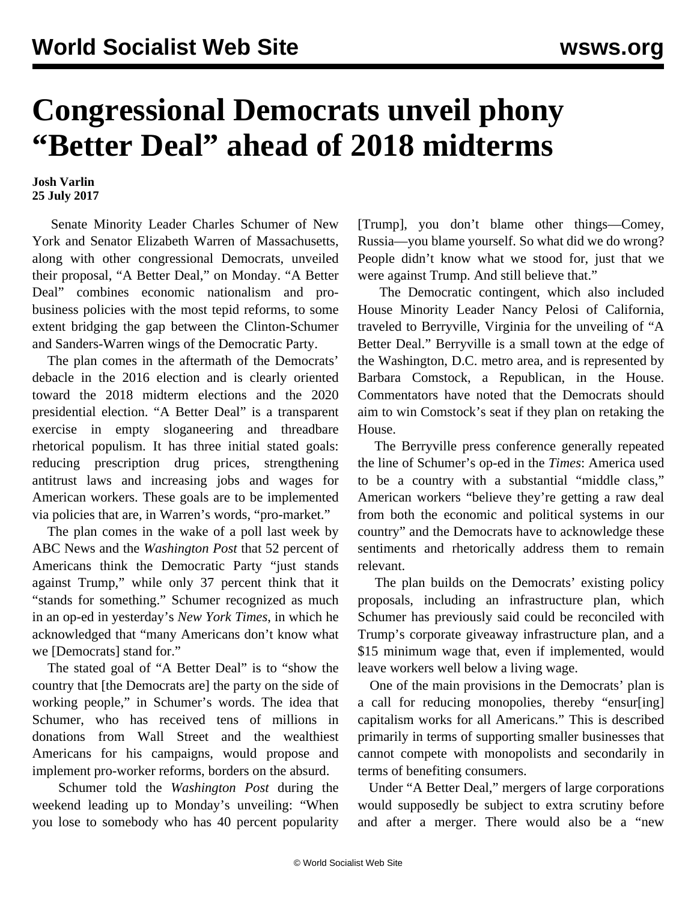# Congressional Democrats unveil phony "Better Deal" ahead of 2018 midterms

**Josh Varlin**
**25 July 2017**

Senate Minority Leader Charles Schumer of New York and Senator Elizabeth Warren of Massachusetts, along with other congressional Democrats, unveiled their proposal, "A Better Deal," on Monday. "A Better Deal" combines economic nationalism and pro-business policies with the most tepid reforms, to some extent bridging the gap between the Clinton-Schumer and Sanders-Warren wings of the Democratic Party.

The plan comes in the aftermath of the Democrats' debacle in the 2016 election and is clearly oriented toward the 2018 midterm elections and the 2020 presidential election. "A Better Deal" is a transparent exercise in empty sloganeering and threadbare rhetorical populism. It has three initial stated goals: reducing prescription drug prices, strengthening antitrust laws and increasing jobs and wages for American workers. These goals are to be implemented via policies that are, in Warren's words, "pro-market."

The plan comes in the wake of a poll last week by ABC News and the *Washington Post* that 52 percent of Americans think the Democratic Party "just stands against Trump," while only 37 percent think that it "stands for something." Schumer recognized as much in an op-ed in yesterday's *New York Times*, in which he acknowledged that "many Americans don't know what we [Democrats] stand for."

The stated goal of "A Better Deal" is to "show the country that [the Democrats are] the party on the side of working people," in Schumer's words. The idea that Schumer, who has received tens of millions in donations from Wall Street and the wealthiest Americans for his campaigns, would propose and implement pro-worker reforms, borders on the absurd.

Schumer told the *Washington Post* during the weekend leading up to Monday's unveiling: "When you lose to somebody who has 40 percent popularity [Trump], you don't blame other things—Comey, Russia—you blame yourself. So what did we do wrong? People didn't know what we stood for, just that we were against Trump. And still believe that."

The Democratic contingent, which also included House Minority Leader Nancy Pelosi of California, traveled to Berryville, Virginia for the unveiling of "A Better Deal." Berryville is a small town at the edge of the Washington, D.C. metro area, and is represented by Barbara Comstock, a Republican, in the House. Commentators have noted that the Democrats should aim to win Comstock's seat if they plan on retaking the House.

The Berryville press conference generally repeated the line of Schumer's op-ed in the *Times*: America used to be a country with a substantial "middle class," American workers "believe they're getting a raw deal from both the economic and political systems in our country" and the Democrats have to acknowledge these sentiments and rhetorically address them to remain relevant.

The plan builds on the Democrats' existing policy proposals, including an infrastructure plan, which Schumer has previously said could be reconciled with Trump's corporate giveaway infrastructure plan, and a $15 minimum wage that, even if implemented, would leave workers well below a living wage.

One of the main provisions in the Democrats' plan is a call for reducing monopolies, thereby "ensur[ing] capitalism works for all Americans." This is described primarily in terms of supporting smaller businesses that cannot compete with monopolists and secondarily in terms of benefiting consumers.

Under "A Better Deal," mergers of large corporations would supposedly be subject to extra scrutiny before and after a merger. There would also be a "new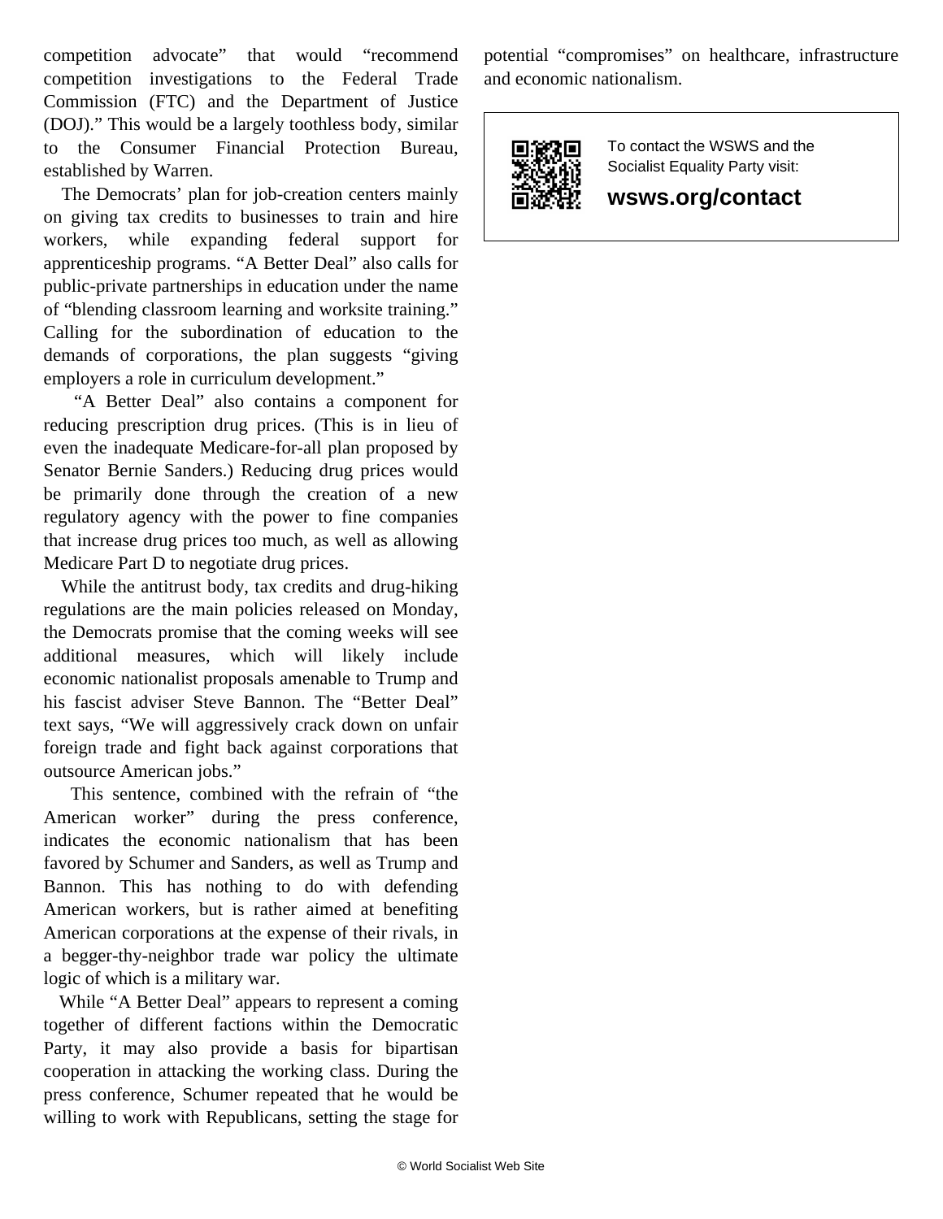competition advocate" that would "recommend competition investigations to the Federal Trade Commission (FTC) and the Department of Justice (DOJ)." This would be a largely toothless body, similar to the Consumer Financial Protection Bureau, established by Warren.

The Democrats' plan for job-creation centers mainly on giving tax credits to businesses to train and hire workers, while expanding federal support for apprenticeship programs. "A Better Deal" also calls for public-private partnerships in education under the name of "blending classroom learning and worksite training." Calling for the subordination of education to the demands of corporations, the plan suggests "giving employers a role in curriculum development."

"A Better Deal" also contains a component for reducing prescription drug prices. (This is in lieu of even the inadequate Medicare-for-all plan proposed by Senator Bernie Sanders.) Reducing drug prices would be primarily done through the creation of a new regulatory agency with the power to fine companies that increase drug prices too much, as well as allowing Medicare Part D to negotiate drug prices.

While the antitrust body, tax credits and drug-hiking regulations are the main policies released on Monday, the Democrats promise that the coming weeks will see additional measures, which will likely include economic nationalist proposals amenable to Trump and his fascist adviser Steve Bannon. The "Better Deal" text says, "We will aggressively crack down on unfair foreign trade and fight back against corporations that outsource American jobs."

This sentence, combined with the refrain of "the American worker" during the press conference, indicates the economic nationalism that has been favored by Schumer and Sanders, as well as Trump and Bannon. This has nothing to do with defending American workers, but is rather aimed at benefiting American corporations at the expense of their rivals, in a begger-thy-neighbor trade war policy the ultimate logic of which is a military war.

While "A Better Deal" appears to represent a coming together of different factions within the Democratic Party, it may also provide a basis for bipartisan cooperation in attacking the working class. During the press conference, Schumer repeated that he would be willing to work with Republicans, setting the stage for potential "compromises" on healthcare, infrastructure and economic nationalism.

To contact the WSWS and the Socialist Equality Party visit:

**wsws.org/contact**